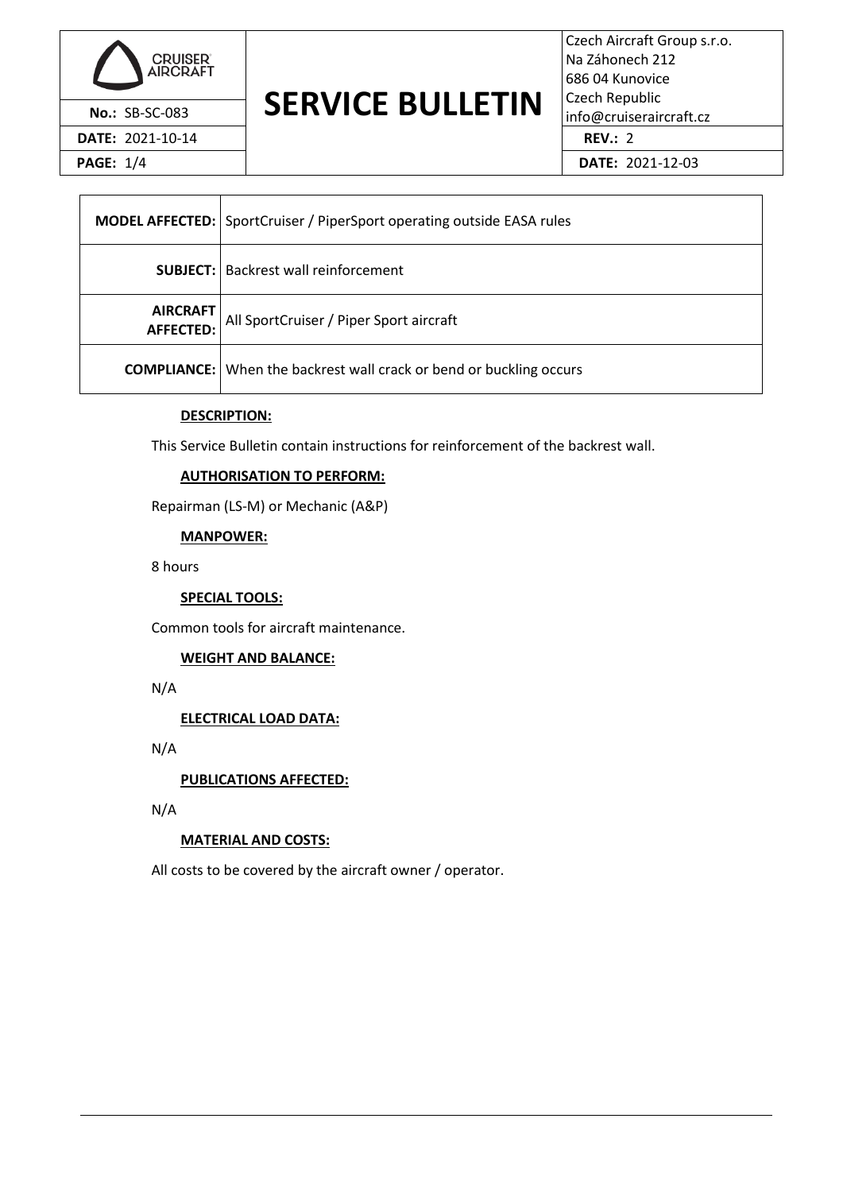| CRUISER AIRCRAFT | # SERVICE BULLETIN | Czech Aircraft Group s.r.o.<br>Na Záhonech 212<br>686 04 Kunovice<br>Czech Republic<br>info@cruiseraircraft.cz |
|---|---|---|
| **No.:** SB-SC-083 | | |
| **DATE:** 2021-10-14 | | **REV.:** 2 |
| | | **DATE:** 2021-12-03 |

| | |
|---|---|
| **MODEL AFFECTED:** | SportCruiser / PiperSport operating outside EASA rules |
| **SUBJECT:** | Backrest wall reinforcement |
| **AIRCRAFT AFFECTED:** | All SportCruiser / Piper Sport aircraft |
| **COMPLIANCE:** | When the backrest wall crack or bend or buckling occurs |

**DESCRIPTION:**

This Service Bulletin contain instructions for reinforcement of the backrest wall.

**AUTHORISATION TO PERFORM:**

Repairman (LS-M) or Mechanic (A&P)

**MANPOWER:**

8 hours

**SPECIAL TOOLS:**

Common tools for aircraft maintenance.

**WEIGHT AND BALANCE:**

N/A

**ELECTRICAL LOAD DATA:**

N/A

**PUBLICATIONS AFFECTED:**

N/A

**MATERIAL AND COSTS:**

All costs to be covered by the aircraft owner / operator.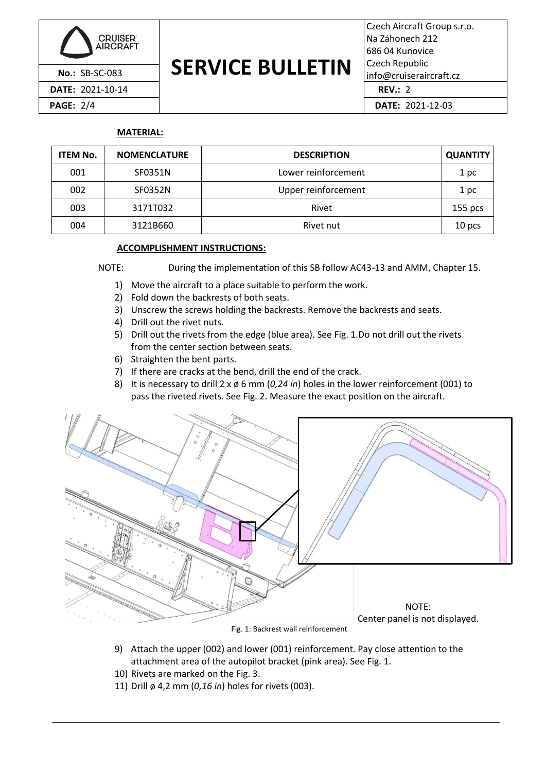**MATERIAL:**

| ITEM No. | NOMENCLATURE | DESCRIPTION | QUANTITY |
|---|---|---|---|
| 001 | SF0351N | Lower reinforcement | 1 pc |
| 002 | SF0352N | Upper reinforcement | 1 pc |
| 003 | 3171T032 | Rivet | 155 pcs |
| 004 | 3121B660 | Rivet nut | 10 pcs |

**ACCOMPLISHMENT INSTRUCTIONS:**

NOTE: During the implementation of this SB follow AC43-13 and AMM, Chapter 15.

1) Move the aircraft to a place suitable to perform the work.
2) Fold down the backrests of both seats.
3) Unscrew the screws holding the backrests. Remove the backrests and seats.
4) Drill out the rivet nuts.
5) Drill out the rivets from the edge (blue area). See Fig. 1.Do not drill out the rivets from the center section between seats.
6) Straighten the bent parts.
7) If there are cracks at the bend, drill the end of the crack.
8) It is necessary to drill 2 x ø 6 mm (*0,24 in*) holes in the lower reinforcement (001) to pass the riveted rivets. See Fig. 2. Measure the exact position on the aircraft.

NOTE: Center panel is not displayed.

Fig. 1: Backrest wall reinforcement

9) Attach the upper (002) and lower (001) reinforcement. Pay close attention to the attachment area of the autopilot bracket (pink area). See Fig. 1.
10) Rivets are marked on the Fig. 3.
11) Drill ø 4,2 mm (*0,16 in*) holes for rivets (003).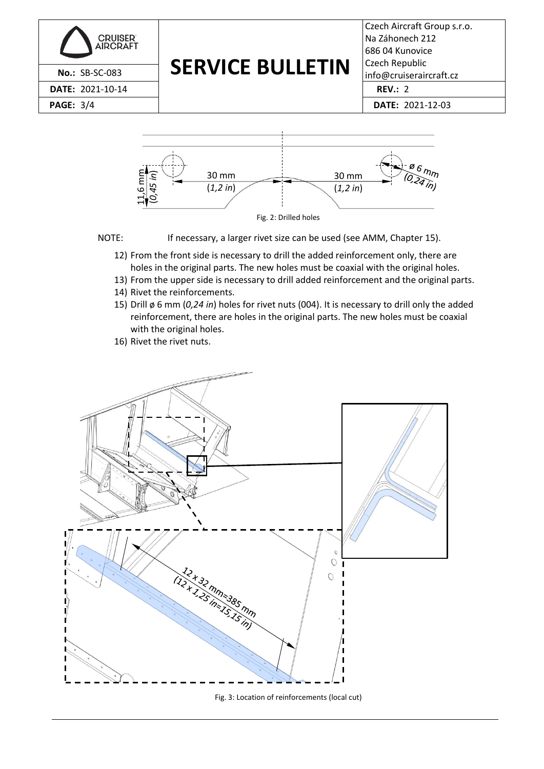Fig. 2: Drilled holes

NOTE: If necessary, a larger rivet size can be used (see AMM, Chapter 15).

12) From the front side is necessary to drill the added reinforcement only, there are holes in the original parts. The new holes must be coaxial with the original holes.
13) From the upper side is necessary to drill added reinforcement and the original parts.
14) Rivet the reinforcements.
15) Drill ø 6 mm (*0,24 in*) holes for rivet nuts (004). It is necessary to drill only the added reinforcement, there are holes in the original parts. The new holes must be coaxial with the original holes.
16) Rivet the rivet nuts.

Fig. 3: Location of reinforcements (local cut)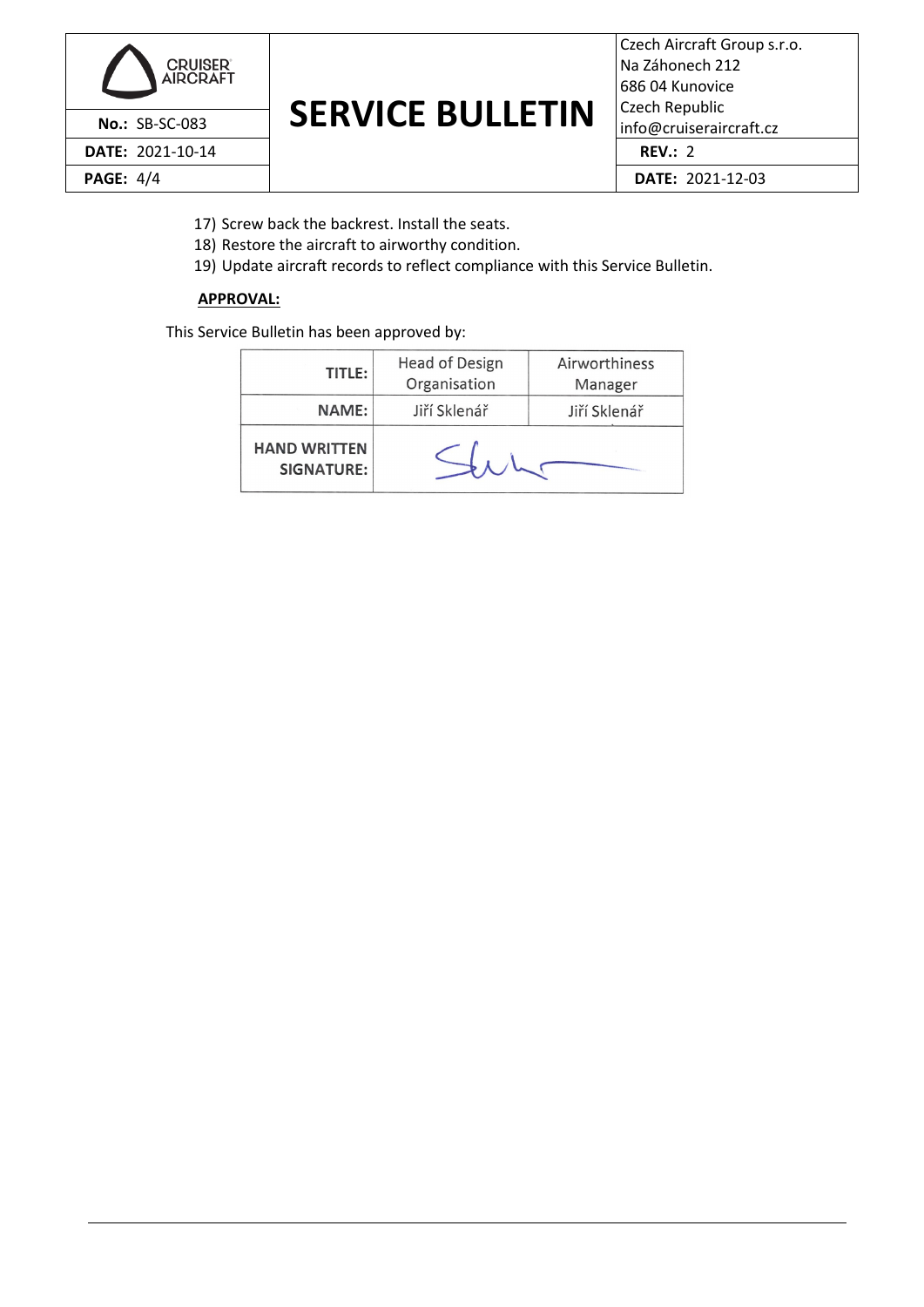17) Screw back the backrest. Install the seats.
18) Restore the aircraft to airworthy condition.
19) Update aircraft records to reflect compliance with this Service Bulletin.

**APPROVAL:**

This Service Bulletin has been approved by:

| TITLE: | Head of Design Organisation | Airworthiness Manager |
|---|---|---|
| NAME: | Jiří Sklenář | Jiří Sklenář |
| HAND WRITTEN SIGNATURE: | | |